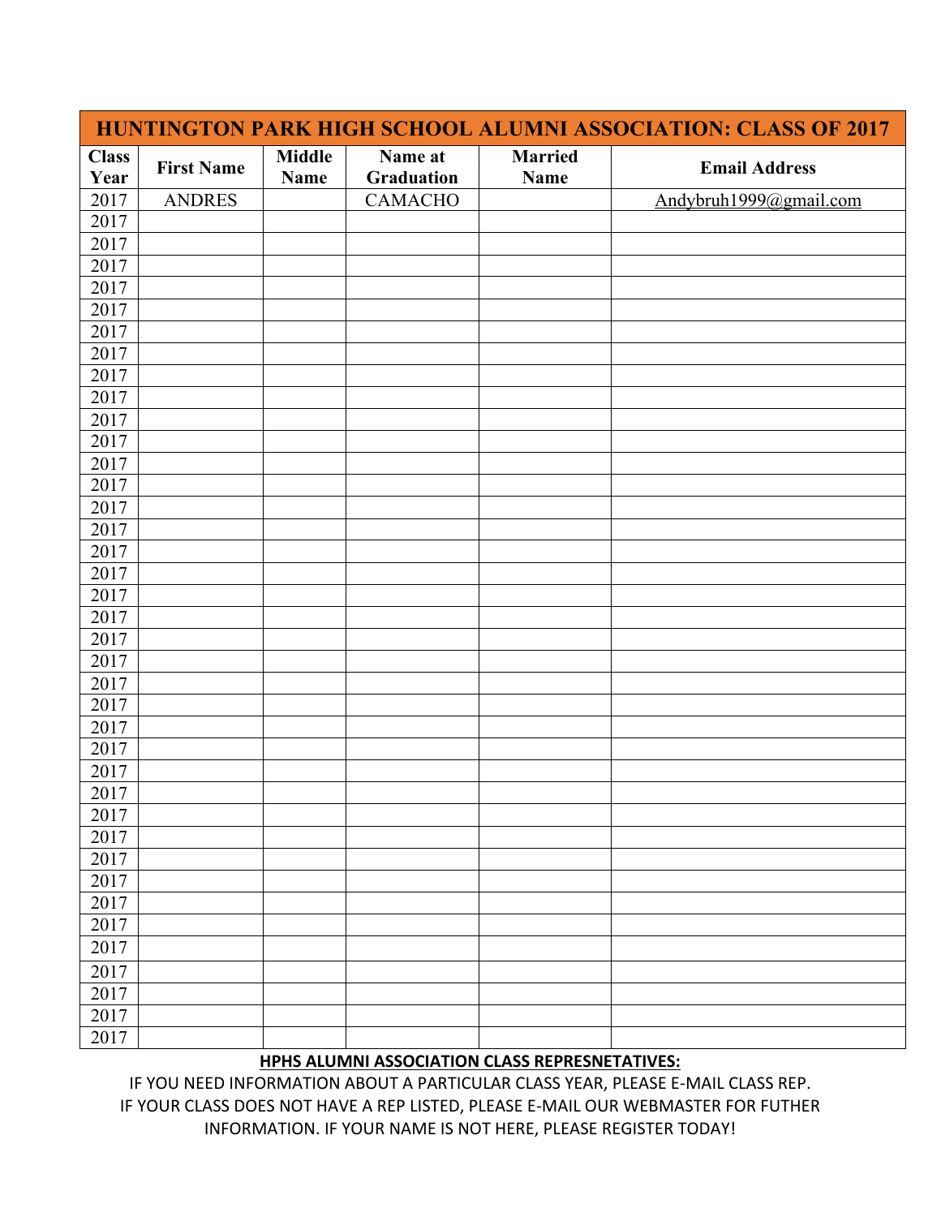| HUNTINGTON PARK HIGH SCHOOL ALUMNI ASSOCIATION: CLASS OF 2017 | | | | | |
|---|---|---|---|---|---|
| **Class Year** | **First Name** | **Middle Name** | **Name at Graduation** | **Married Name** | **Email Address** |
| 2017 | ANDRES | | CAMACHO | | Andybruh1999@gmail.com |
| 2017 | | | | | |
| 2017 | | | | | |
| 2017 | | | | | |
| 2017 | | | | | |
| 2017 | | | | | |
| 2017 | | | | | |
| 2017 | | | | | |
| 2017 | | | | | |
| 2017 | | | | | |
| 2017 | | | | | |
| 2017 | | | | | |
| 2017 | | | | | |
| 2017 | | | | | |
| 2017 | | | | | |
| 2017 | | | | | |
| 2017 | | | | | |
| 2017 | | | | | |
| 2017 | | | | | |
| 2017 | | | | | |
| 2017 | | | | | |
| 2017 | | | | | |
| 2017 | | | | | |
| 2017 | | | | | |
| 2017 | | | | | |
| 2017 | | | | | |
| 2017 | | | | | |
| 2017 | | | | | |
| 2017 | | | | | |
| 2017 | | | | | |
| 2017 | | | | | |
| 2017 | | | | | |
| 2017 | | | | | |
| 2017 | | | | | |
| 2017 | | | | | |
| 2017 | | | | | |
| 2017 | | | | | |
| 2017 | | | | | |
| 2017 | | | | | |

**HPHS ALUMNI ASSOCIATION CLASS REPRESNETATIVES:**

IF YOU NEED INFORMATION ABOUT A PARTICULAR CLASS YEAR, PLEASE E-MAIL CLASS REP. IF YOUR CLASS DOES NOT HAVE A REP LISTED, PLEASE E-MAIL OUR WEBMASTER FOR FUTHER INFORMATION. IF YOUR NAME IS NOT HERE, PLEASE REGISTER TODAY!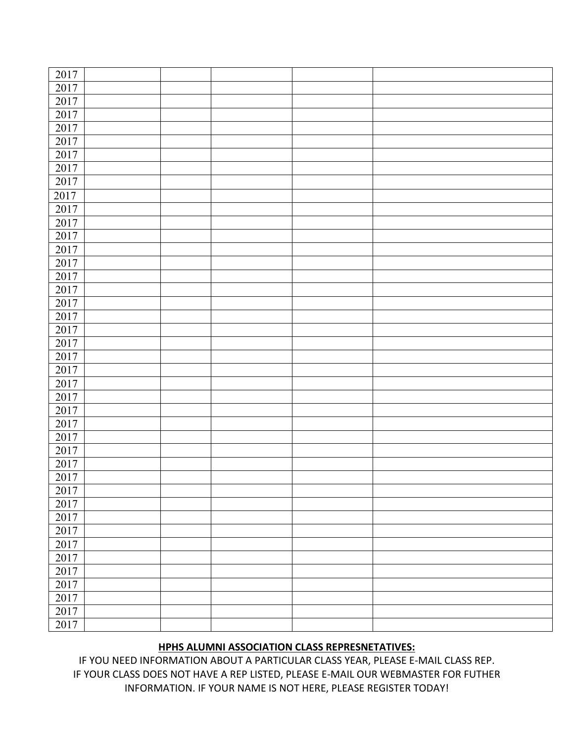| 2017 | | | | | |
|---|---|---|---|---|---|
| 2017 | | | | | |
| 2017 | | | | | |
| 2017 | | | | | |
| 2017 | | | | | |
| 2017 | | | | | |
| 2017 | | | | | |
| 2017 | | | | | |
| 2017 | | | | | |
| 2017 | | | | | |
| 2017 | | | | | |
| 2017 | | | | | |
| 2017 | | | | | |
| 2017 | | | | | |
| 2017 | | | | | |
| 2017 | | | | | |
| 2017 | | | | | |
| 2017 | | | | | |
| 2017 | | | | | |
| 2017 | | | | | |
| 2017 | | | | | |
| 2017 | | | | | |
| 2017 | | | | | |
| 2017 | | | | | |
| 2017 | | | | | |
| 2017 | | | | | |
| 2017 | | | | | |
| 2017 | | | | | |
| 2017 | | | | | |
| 2017 | | | | | |
| 2017 | | | | | |
| 2017 | | | | | |
| 2017 | | | | | |
| 2017 | | | | | |
| 2017 | | | | | |
| 2017 | | | | | |
| 2017 | | | | | |
| 2017 | | | | | |
| 2017 | | | | | |
| 2017 | | | | | |
| 2017 | | | | | |
| 2017 | | | | | |

**HPHS ALUMNI ASSOCIATION CLASS REPRESNETATIVES:**

IF YOU NEED INFORMATION ABOUT A PARTICULAR CLASS YEAR, PLEASE E-MAIL CLASS REP. IF YOUR CLASS DOES NOT HAVE A REP LISTED, PLEASE E-MAIL OUR WEBMASTER FOR FUTHER INFORMATION. IF YOUR NAME IS NOT HERE, PLEASE REGISTER TODAY!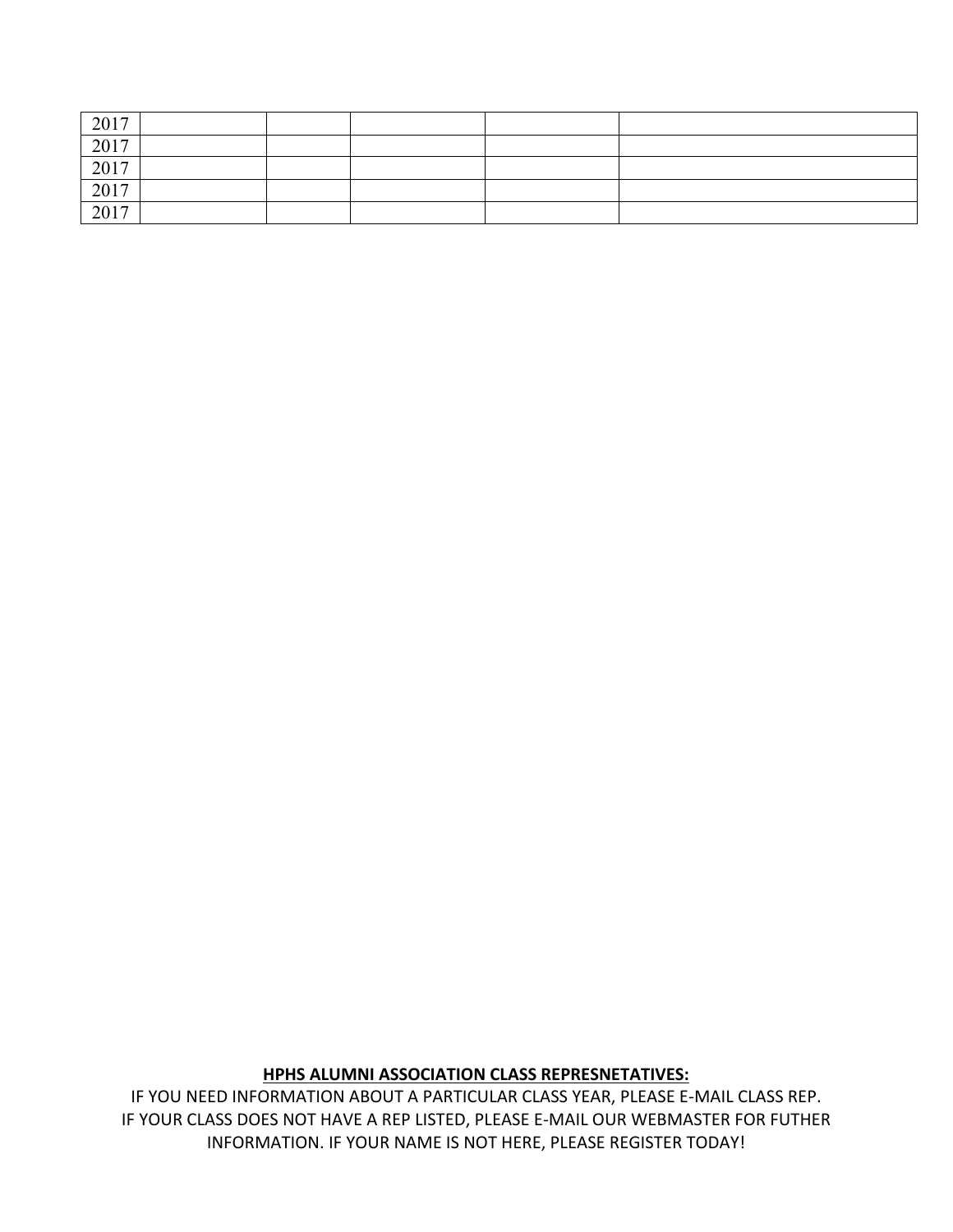| | | | | | |
|---|---|---|---|---|---|
| 2017 | | | | | |
| 2017 | | | | | |
| 2017 | | | | | |
| 2017 | | | | | |
| 2017 | | | | | |

**HPHS ALUMNI ASSOCIATION CLASS REPRESNETATIVES:**

IF YOU NEED INFORMATION ABOUT A PARTICULAR CLASS YEAR, PLEASE E-MAIL CLASS REP. IF YOUR CLASS DOES NOT HAVE A REP LISTED, PLEASE E-MAIL OUR WEBMASTER FOR FUTHER INFORMATION. IF YOUR NAME IS NOT HERE, PLEASE REGISTER TODAY!